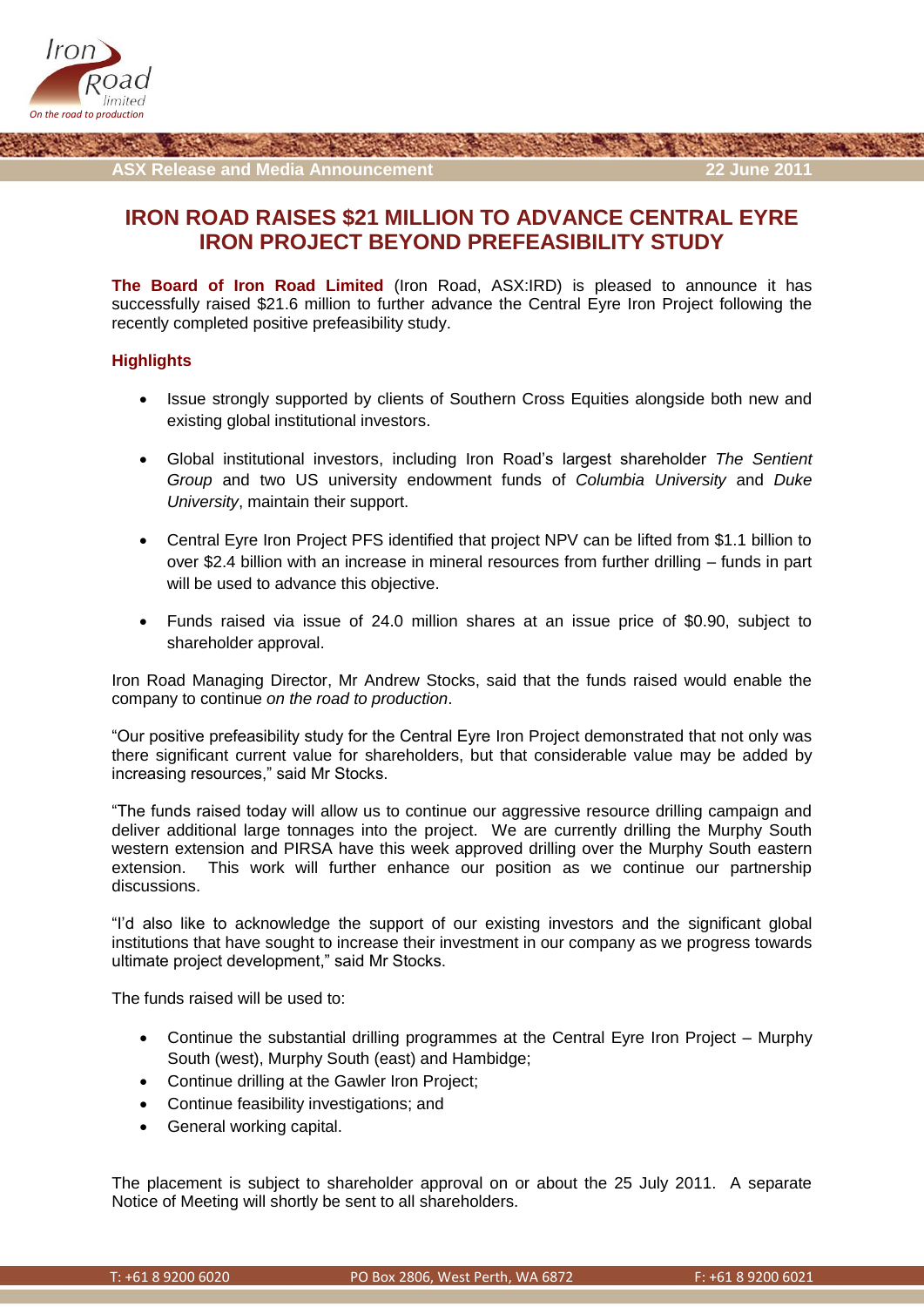ASX Release and Media Announcement 22 June 2011

# IRON ROAD RAISES $21 MILLION TO ADVANCE CENTRAL EYRE IRON PROJECT BEYOND PREFEASIBILITY STUDY

**The Board of Iron Road Limited** (Iron Road, ASX:IRD) is pleased to announce it has successfully raised $21.6 million to further advance the Central Eyre Iron Project following the recently completed positive prefeasibility study.

## Highlights

- Issue strongly supported by clients of Southern Cross Equities alongside both new and existing global institutional investors.
- Global institutional investors, including Iron Road's largest shareholder *The Sentient Group* and two US university endowment funds of *Columbia University* and *Duke University*, maintain their support.
- Central Eyre Iron Project PFS identified that project NPV can be lifted from $1.1 billion to over $2.4 billion with an increase in mineral resources from further drilling – funds in part will be used to advance this objective.
- Funds raised via issue of 24.0 million shares at an issue price of $0.90, subject to shareholder approval.

Iron Road Managing Director, Mr Andrew Stocks, said that the funds raised would enable the company to continue *on the road to production*.

"Our positive prefeasibility study for the Central Eyre Iron Project demonstrated that not only was there significant current value for shareholders, but that considerable value may be added by increasing resources," said Mr Stocks.

"The funds raised today will allow us to continue our aggressive resource drilling campaign and deliver additional large tonnages into the project. We are currently drilling the Murphy South western extension and PIRSA have this week approved drilling over the Murphy South eastern extension. This work will further enhance our position as we continue our partnership discussions.

"I'd also like to acknowledge the support of our existing investors and the significant global institutions that have sought to increase their investment in our company as we progress towards ultimate project development," said Mr Stocks.

The funds raised will be used to:

- Continue the substantial drilling programmes at the Central Eyre Iron Project – Murphy South (west), Murphy South (east) and Hambidge;
- Continue drilling at the Gawler Iron Project;
- Continue feasibility investigations; and
- General working capital.

The placement is subject to shareholder approval on or about the 25 July 2011. A separate Notice of Meeting will shortly be sent to all shareholders.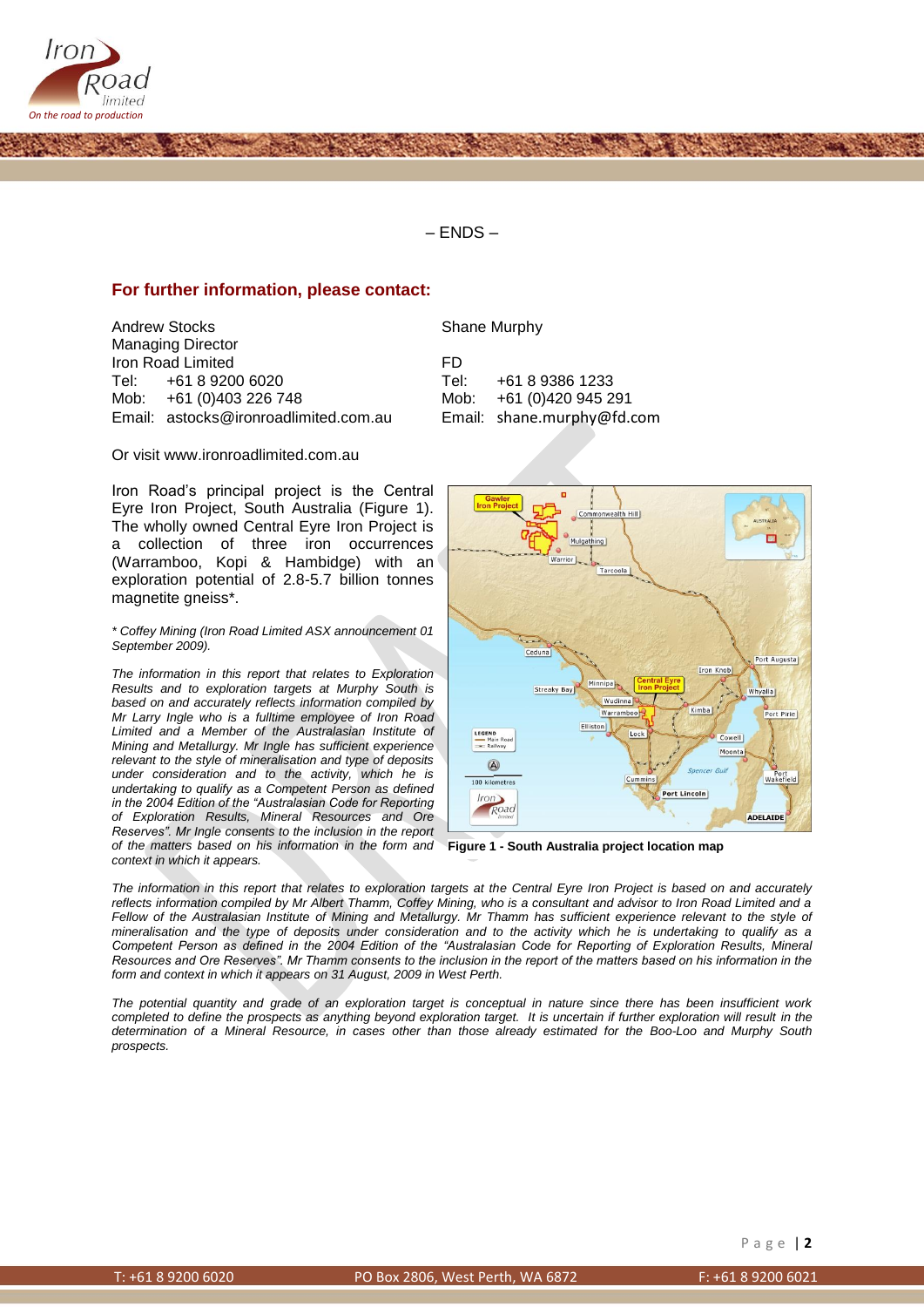– ENDS –

## For further information, please contact:

Andrew Stocks
Managing Director
Iron Road Limited
Tel: +61 8 9200 6020
Mob: +61 (0)403 226 748
Email: astocks@ironroadlimited.com.au

Shane Murphy

FD
Tel: +61 8 9386 1233
Mob: +61 (0)420 945 291
Email: shane.murphy@fd.com

Or visit www.ironroadlimited.com.au

Iron Road's principal project is the Central Eyre Iron Project, South Australia (Figure 1). The wholly owned Central Eyre Iron Project is a collection of three iron occurrences (Warramboo, Kopi & Hambidge) with an exploration potential of 2.8-5.7 billion tonnes magnetite gneiss*.

*\* Coffey Mining (Iron Road Limited ASX announcement 01 September 2009).*

*The information in this report that relates to Exploration Results and to exploration targets at Murphy South is based on and accurately reflects information compiled by Mr Larry Ingle who is a fulltime employee of Iron Road Limited and a Member of the Australasian Institute of Mining and Metallurgy. Mr Ingle has sufficient experience relevant to the style of mineralisation and type of deposits under consideration and to the activity, which he is undertaking to qualify as a Competent Person as defined in the 2004 Edition of the "Australasian Code for Reporting of Exploration Results, Mineral Resources and Ore Reserves". Mr Ingle consents to the inclusion in the report of the matters based on his information in the form and context in which it appears.*

Gawler Iron Project
Commonwealth Hill
Mulgathing
Warrior
Tarcoola
AUSTRALIA
Ceduna
Iron Knob
Port Augusta
Streaky Bay
Minnipa
Central Eyre Iron Project
Whyalla
Wudinna
Warramboo
Kimba
Port Pirie
Elliston
Lock
Cowell
LEGEND
Main Road
Railway
Moonta
Spencer Gulf
Port Wakefield
100 kilometres
Cummins
Port Lincoln
Iron Road limited
ADELAIDE

**Figure 1 - South Australia project location map**

*The information in this report that relates to exploration targets at the Central Eyre Iron Project is based on and accurately reflects information compiled by Mr Albert Thamm, Coffey, who is a consultant and advisor to Iron Road Limited and a Fellow of the Australasian Institute of Mining and Metallurgy. Mr Thamm has sufficient experience relevant to the style of mineralisation and the type of deposits under consideration and to the activity which he is undertaking to qualify as a Competent Person as defined in the 2004 Edition of the "Australasian Code for Reporting of Exploration Results, Mineral Resources and Ore Reserves". Mr Thamm consents to the inclusion in the report of the matters based on his information in the form and context in which it appears on 31 August, 2009 in West Perth.*

*The potential quantity and grade of an exploration target is conceptual in nature since there has been insufficient work completed to define the prospects as anything beyond exploration target. It is uncertain if further exploration will result in the determination of a Mineral Resource, in cases other than those already estimated for the Boo-Loo and Murphy South prospects.*